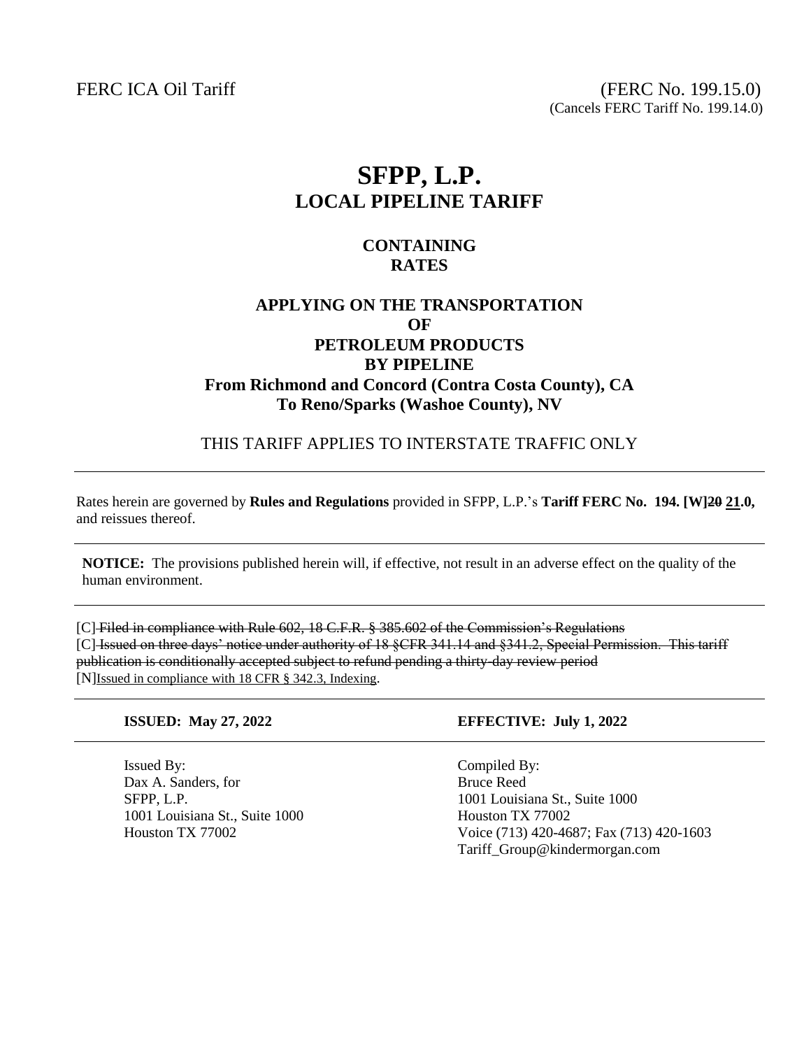FERC ICA Oil Tariff

(FERC No. 199.15.0)
(Cancels FERC Tariff No. 199.14.0)

# SFPP, L.P.
## LOCAL PIPELINE TARIFF

### CONTAINING
### RATES

### APPLYING ON THE TRANSPORTATION
### OF
### PETROLEUM PRODUCTS
### BY PIPELINE
### From Richmond and Concord (Contra Costa County), CA
### To Reno/Sparks (Washoe County), NV

THIS TARIFF APPLIES TO INTERSTATE TRAFFIC ONLY

---

Rates herein are governed by **Rules and Regulations** provided in SFPP, L.P.'s **Tariff FERC No. 194. [W]~~20~~ 21.0,** and reissues thereof.

---

**NOTICE:** The provisions published herein will, if effective, not result in an adverse effect on the quality of the human environment.

---

[C] ~~Filed in compliance with Rule 602, 18 C.F.R. § 385.602 of the Commission's Regulations~~
[C] ~~Issued on three days' notice under authority of 18 §CFR 341.14 and §341.2, Special Permission. This tariff publication is conditionally accepted subject to refund pending a thirty-day review period~~
[N]Issued in compliance with 18 CFR § 342.3, Indexing.

---

**ISSUED: May 27, 2022** | **EFFECTIVE: July 1, 2022**

---

Issued By:
Dax A. Sanders, for
SFPP, L.P.
1001 Louisiana St., Suite 1000
Houston TX 77002

Compiled By:
Bruce Reed
1001 Louisiana St., Suite 1000
Houston TX 77002
Voice (713) 420-4687; Fax (713) 420-1603
Tariff_Group@kindermorgan.com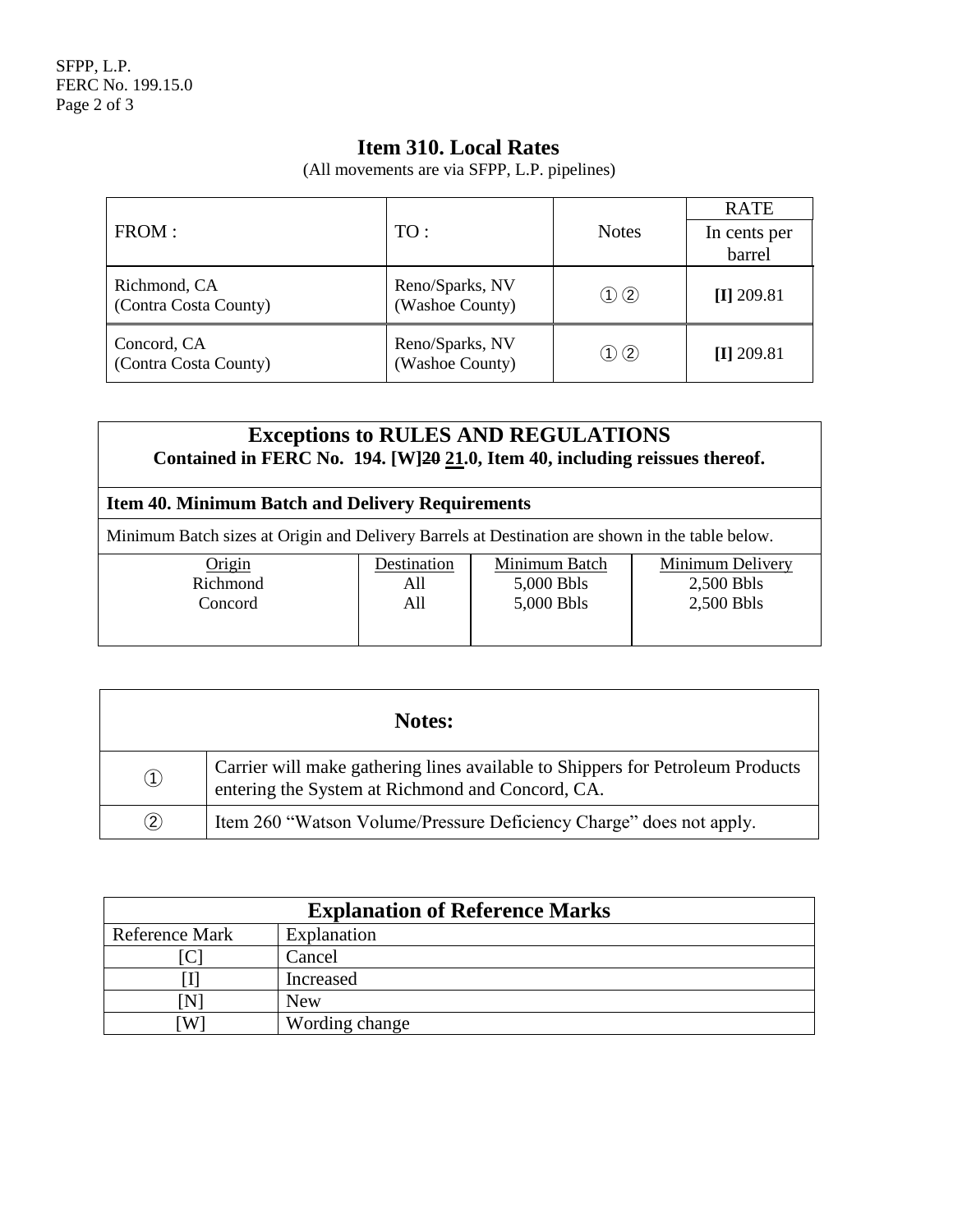## Item 310. Local Rates

(All movements are via SFPP, L.P. pipelines)

| FROM : | TO : | Notes | RATE In cents per barrel |
|---|---|---|---|
| Richmond, CA (Contra Costa County) | Reno/Sparks, NV (Washoe County) | ① ② | **[I]** 209.81 |
| Concord, CA (Contra Costa County) | Reno/Sparks, NV (Washoe County) | ① ② | **[I]** 209.81 |

## Exceptions to RULES AND REGULATIONS

**Contained in FERC No. 194. [W]~~20~~ 21.0, Item 40, including reissues thereof.**

**Item 40. Minimum Batch and Delivery Requirements**

Minimum Batch sizes at Origin and Delivery Barrels at Destination are shown in the table below.

| Origin | Destination | Minimum Batch | Minimum Delivery |
|---|---|---|---|
| Richmond | All | 5,000 Bbls | 2,500 Bbls |
| Concord | All | 5,000 Bbls | 2,500 Bbls |

| Notes: | |
|---|---|
| ① | Carrier will make gathering lines available to Shippers for Petroleum Products entering the System at Richmond and Concord, CA. |
| ② | Item 260 "Watson Volume/Pressure Deficiency Charge" does not apply. |

| Explanation of Reference Marks | |
|---|---|
| Reference Mark | Explanation |
| [C] | Cancel |
| [I] | Increased |
| [N] | New |
| [W] | Wording change |